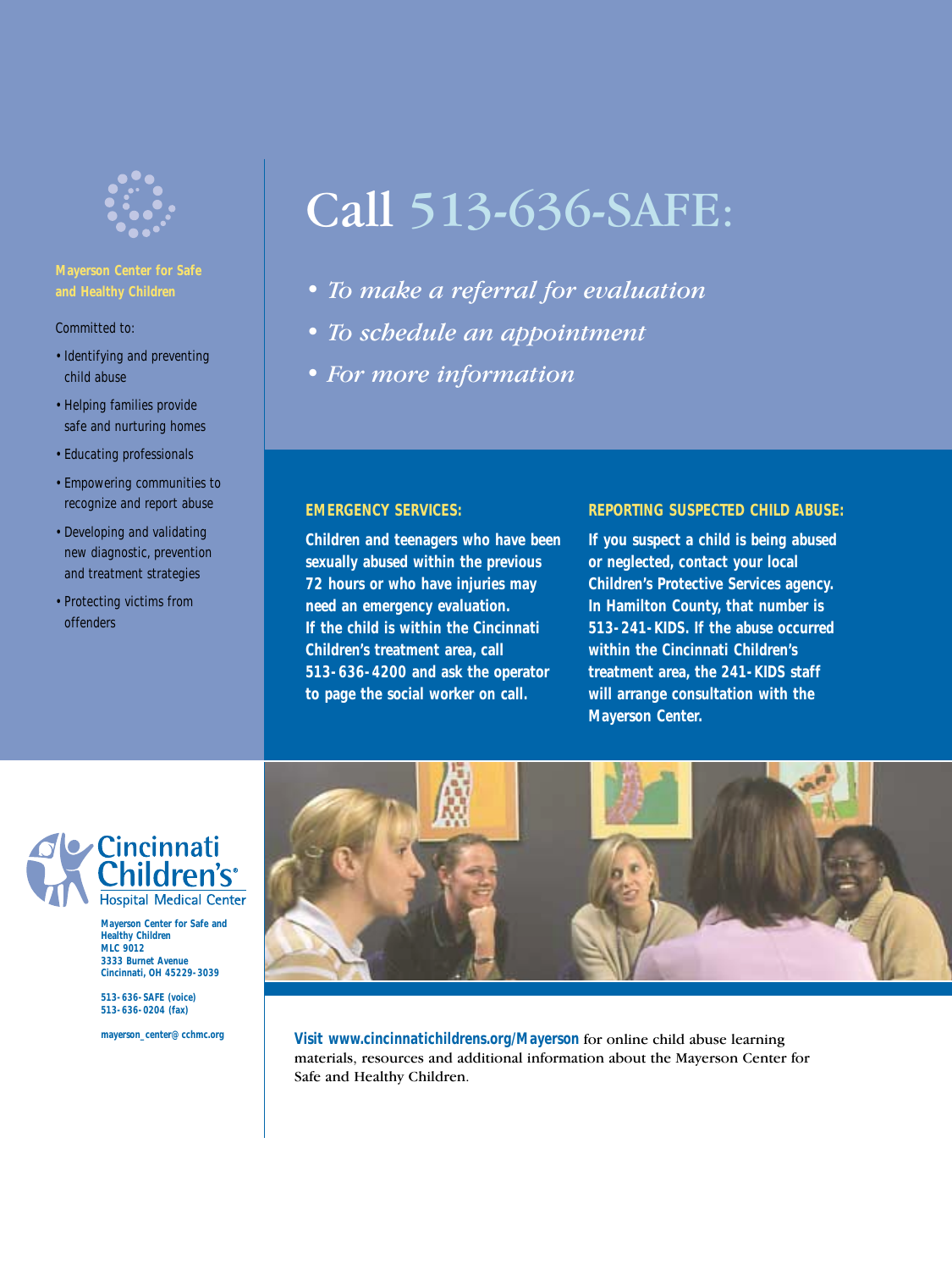**Mayerson Center for Safe and Healthy Children**

Committed to:

- Identifying and preventing child abuse
- Helping families provide safe and nurturing homes
- Educating professionals
- Empowering communities to recognize and report abuse
- Developing and validating new diagnostic, prevention and treatment strategies
- Protecting victims from offenders

# Call 513-636-SAFE:

- *To make a referral for evaluation*
- *To schedule an appointment*
- *For more information*

**EMERGENCY SERVICES:**

**Children and teenagers who have been sexually abused within the previous 72 hours or who have injuries may need an emergency evaluation. If the child is within the Cincinnati Children's treatment area, call 513-636-4200 and ask the operator to page the social worker on call.**

**REPORTING SUSPECTED CHILD ABUSE:**

**If you suspect a child is being abused or neglected, contact your local Children's Protective Services agency. In Hamilton County, that number is 513-241-KIDS. If the abuse occurred within the Cincinnati Children's treatment area, the 241-KIDS staff will arrange consultation with the Mayerson Center.**

Cincinnati Children's Hospital Medical Center

**Mayerson Center for Safe and Healthy Children**
**MLC 9012**
**3333 Burnet Avenue**
**Cincinnati, OH 45229-3039**

**513-636-SAFE (voice)**
**513-636-0204 (fax)**

**mayerson_center@cchmc.org**

**Visit www.cincinnatichildrens.org/Mayerson** for online child abuse learning materials, resources and additional information about the Mayerson Center for Safe and Healthy Children.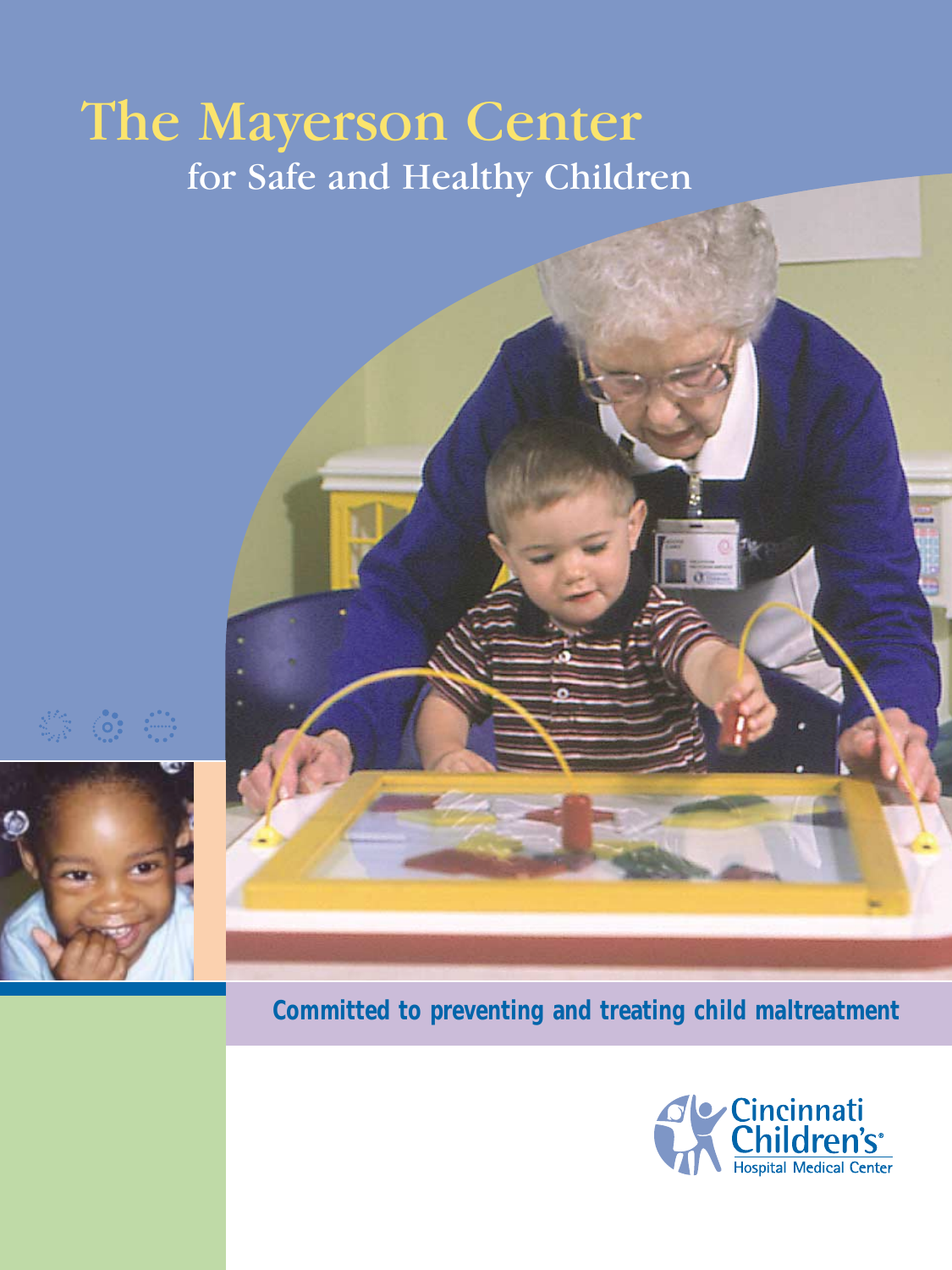# The Mayerson Center

## for Safe and Healthy Children

**Committed to preventing and treating child maltreatment**

Cincinnati Children's® Hospital Medical Center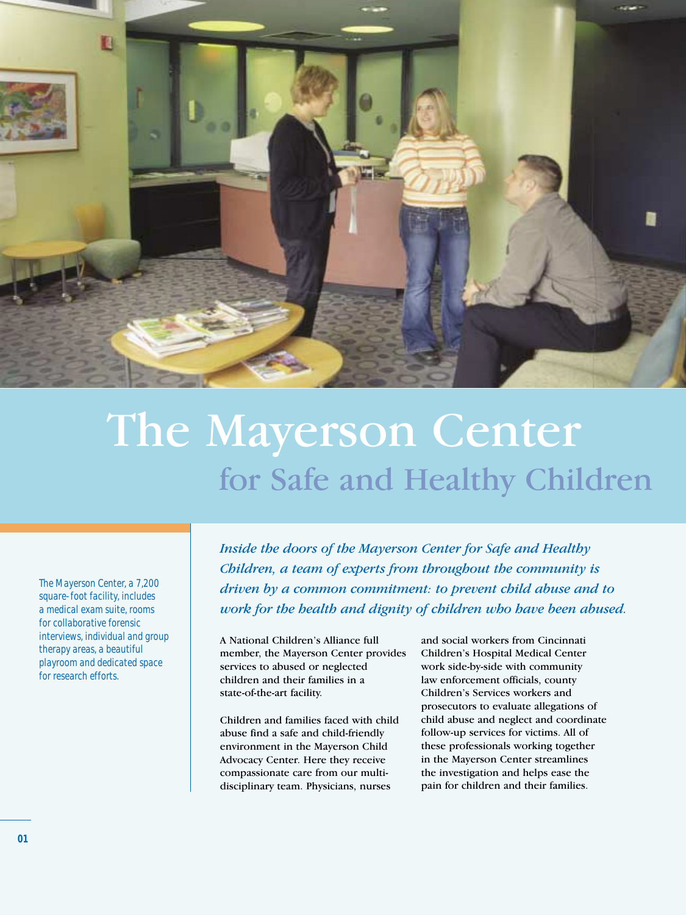# The Mayerson Center

## for Safe and Healthy Children

The Mayerson Center, a 7,200 square-foot facility, includes a medical exam suite, rooms for collaborative forensic interviews, individual and group therapy areas, a beautiful playroom and dedicated space for research efforts.

*Inside the doors of the Mayerson Center for Safe and Healthy Children, a team of experts from throughout the community is driven by a common commitment: to prevent child abuse and to work for the health and dignity of children who have been abused.*

A National Children's Alliance full member, the Mayerson Center provides services to abused or neglected children and their families in a state-of-the-art facility.

Children and families faced with child abuse find a safe and child-friendly environment in the Mayerson Child Advocacy Center. Here they receive compassionate care from our multi-disciplinary team. Physicians, nurses and social workers from Cincinnati Children's Hospital Medical Center work side-by-side with community law enforcement officials, county Children's Services workers and prosecutors to evaluate allegations of child abuse and neglect and coordinate follow-up services for victims. All of these professionals working together in the Mayerson Center streamlines the investigation and helps ease the pain for children and their families.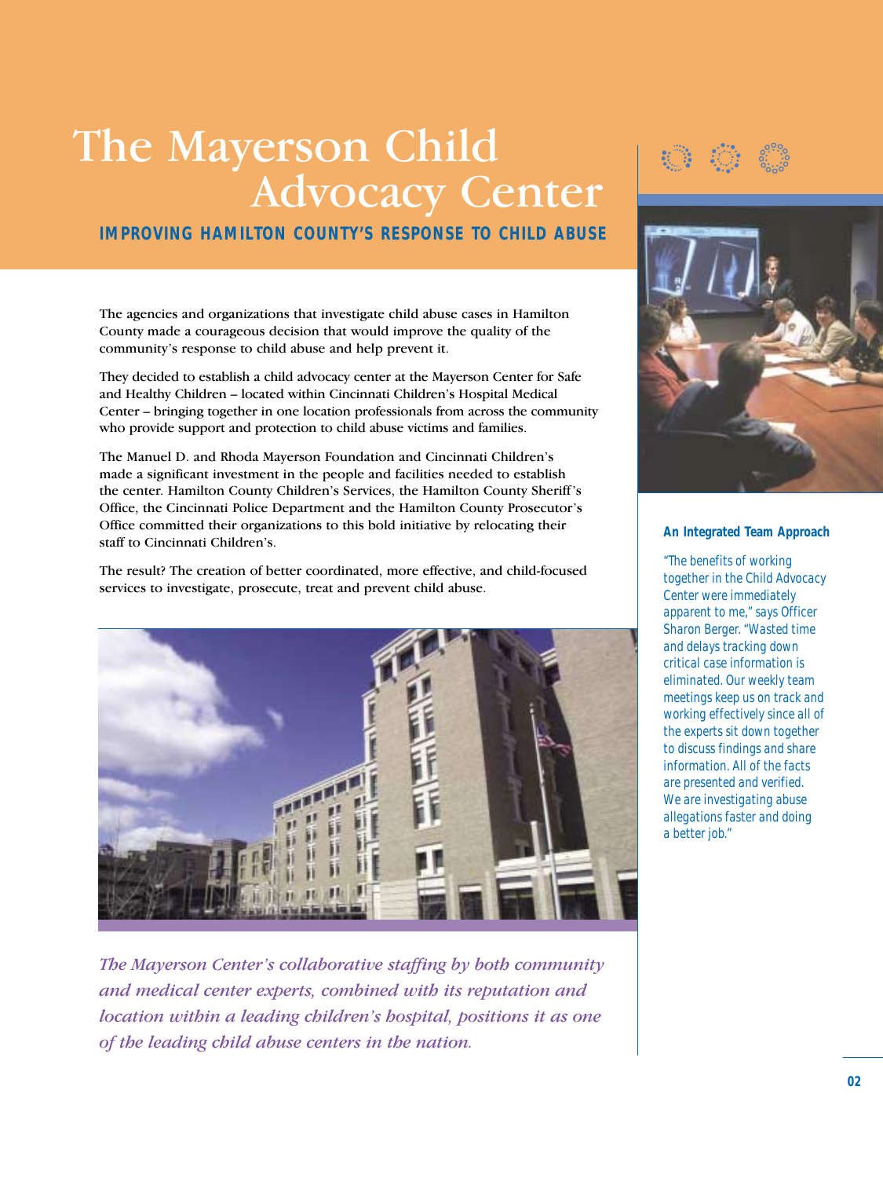# The Mayerson Child Advocacy Center

## IMPROVING HAMILTON COUNTY'S RESPONSE TO CHILD ABUSE

The agencies and organizations that investigate child abuse cases in Hamilton County made a courageous decision that would improve the quality of the community's response to child abuse and help prevent it.

They decided to establish a child advocacy center at the Mayerson Center for Safe and Healthy Children – located within Cincinnati Children's Hospital Medical Center – bringing together in one location professionals from across the community who provide support and protection to child abuse victims and families.

The Manuel D. and Rhoda Mayerson Foundation and Cincinnati Children's made a significant investment in the people and facilities needed to establish the center. Hamilton County Children's Services, the Hamilton County Sheriff's Office, the Cincinnati Police Department and the Hamilton County Prosecutor's Office committed their organizations to this bold initiative by relocating their staff to Cincinnati Children's.

The result? The creation of better coordinated, more effective, and child-focused services to investigate, prosecute, treat and prevent child abuse.

*The Mayerson Center's collaborative staffing by both community and medical center experts, combined with its reputation and location within a leading children's hospital, positions it as one of the leading child abuse centers in the nation.*

**An Integrated Team Approach**

*"The benefits of working together in the Child Advocacy Center were immediately apparent to me," says Officer Sharon Berger. "Wasted time and delays tracking down critical case information is eliminated. Our weekly team meetings keep us on track and working effectively since all of the experts sit down together to discuss findings and share information. All of the facts are presented and verified. We are investigating abuse allegations faster and doing a better job."*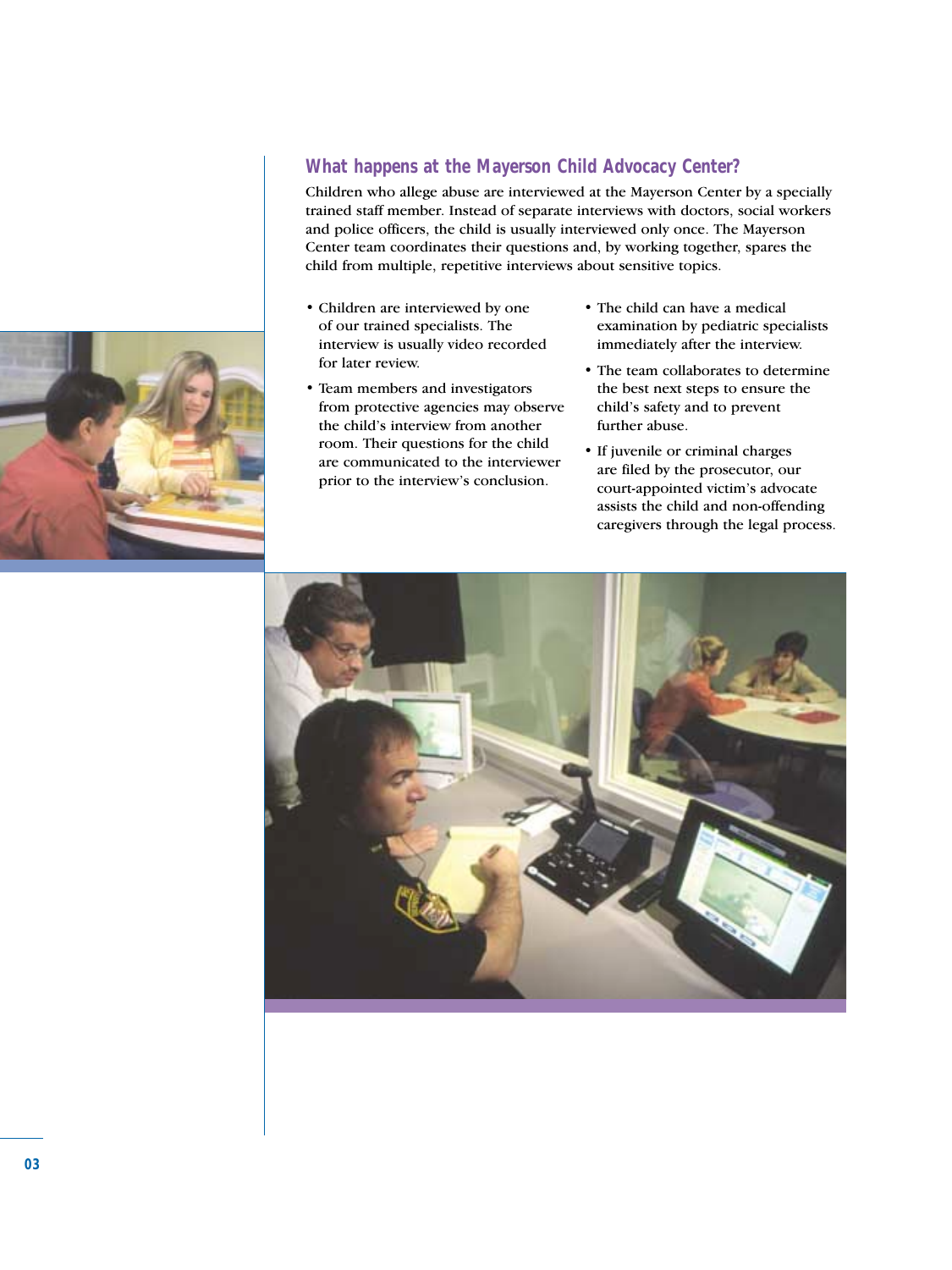## What happens at the Mayerson Child Advocacy Center?

Children who allege abuse are interviewed at the Mayerson Center by a specially trained staff member. Instead of separate interviews with doctors, social workers and police officers, the child is usually interviewed only once. The Mayerson Center team coordinates their questions and, by working together, spares the child from multiple, repetitive interviews about sensitive topics.

- Children are interviewed by one of our trained specialists. The interview is usually video recorded for later review.
- Team members and investigators from protective agencies may observe the child's interview from another room. Their questions for the child are communicated to the interviewer prior to the interview's conclusion.
- The child can have a medical examination by pediatric specialists immediately after the interview.
- The team collaborates to determine the best next steps to ensure the child's safety and to prevent further abuse.
- If juvenile or criminal charges are filed by the prosecutor, our court-appointed victim's advocate assists the child and non-offending caregivers through the legal process.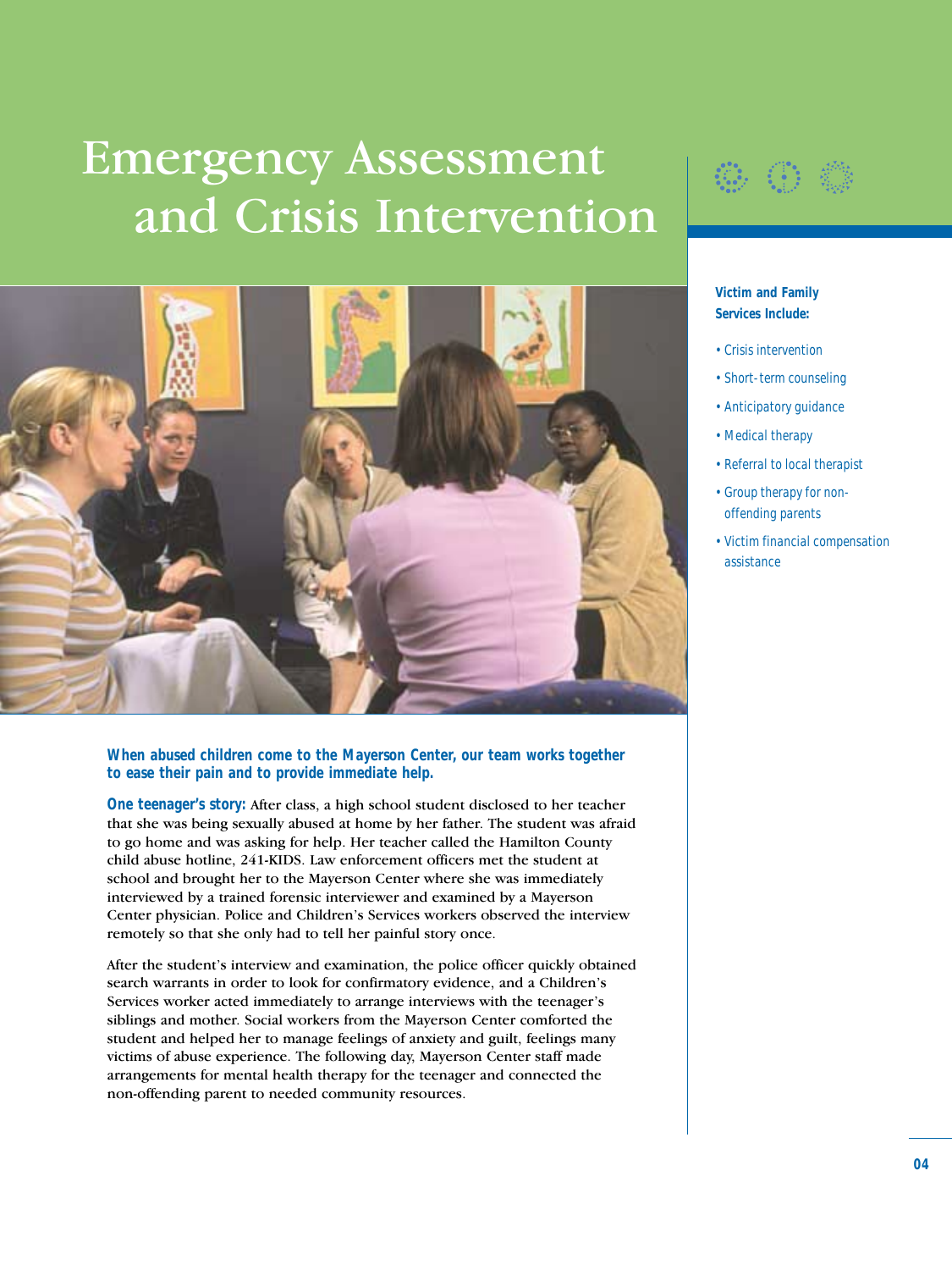# Emergency Assessment and Crisis Intervention

**Victim and Family Services Include:**

- Crisis intervention
- Short-term counseling
- Anticipatory guidance
- Medical therapy
- Referral to local therapist
- Group therapy for non-offending parents
- Victim financial compensation assistance

**When abused children come to the Mayerson Center, our team works together to ease their pain and to provide immediate help.**

**One teenager's story:** After class, a high school student disclosed to her teacher that she was being sexually abused at home by her father. The student was afraid to go home and was asking for help. Her teacher called the Hamilton County child abuse hotline, 241-KIDS. Law enforcement officers met the student at school and brought her to the Mayerson Center where she was immediately interviewed by a trained forensic interviewer and examined by a Mayerson Center physician. Police and Children's Services workers observed the interview remotely so that she only had to tell her painful story once.

After the student's interview and examination, the police officer quickly obtained search warrants in order to look for confirmatory evidence, and a Children's Services worker acted immediately to arrange interviews with the teenager's siblings and mother. Social workers from the Mayerson Center comforted the student and helped her to manage feelings of anxiety and guilt, feelings many victims of abuse experience. The following day, Mayerson Center staff made arrangements for mental health therapy for the teenager and connected the non-offending parent to needed community resources.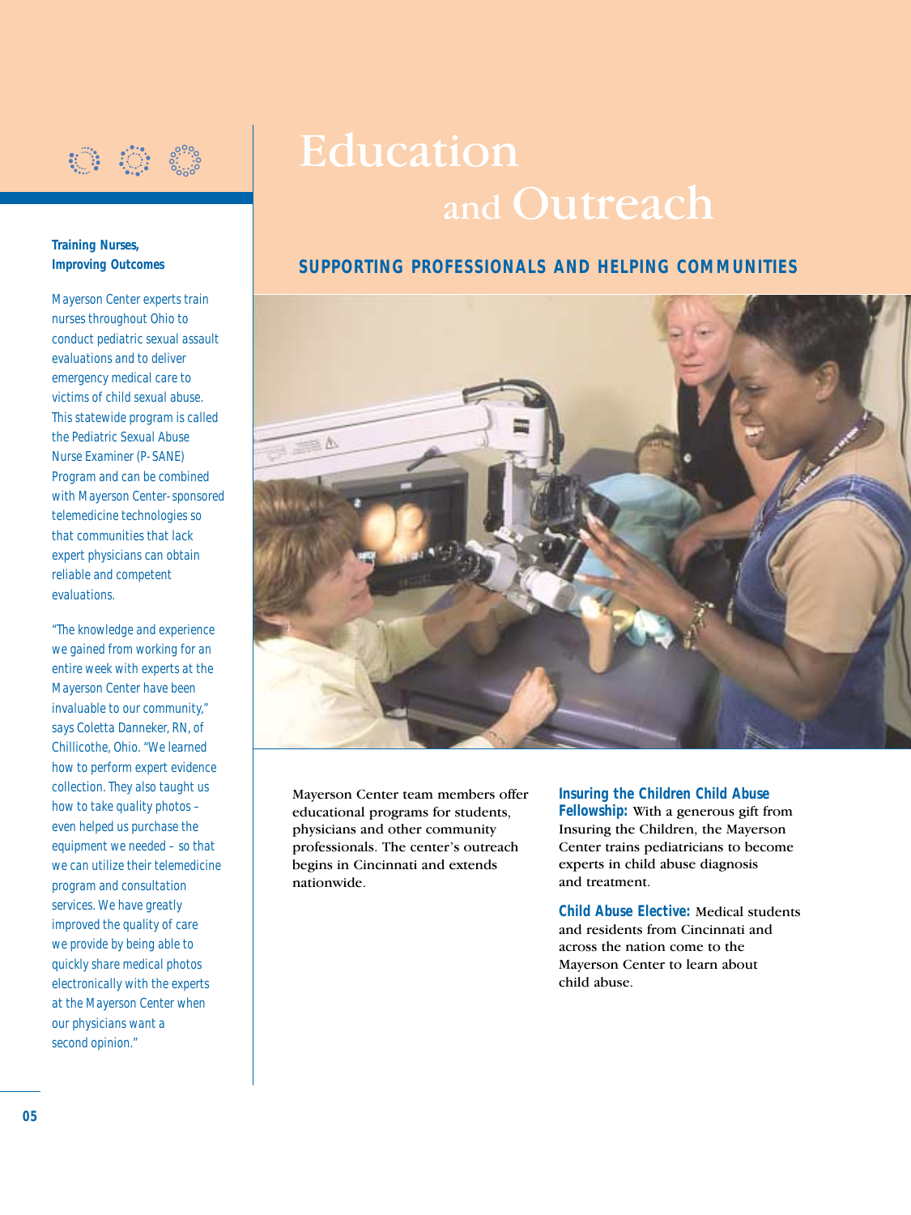# Education and Outreach

## SUPPORTING PROFESSIONALS AND HELPING COMMUNITIES

Mayerson Center team members offer educational programs for students, physicians and other community professionals. The center's outreach begins in Cincinnati and extends nationwide.

**Insuring the Children Child Abuse Fellowship:** With a generous gift from Insuring the Children, the Mayerson Center trains pediatricians to become experts in child abuse diagnosis and treatment.

**Child Abuse Elective:** Medical students and residents from Cincinnati and across the nation come to the Mayerson Center to learn about child abuse.

### Training Nurses, Improving Outcomes

Mayerson Center experts train nurses throughout Ohio to conduct pediatric sexual assault evaluations and to deliver emergency medical care to victims of child sexual abuse. This statewide program is called the Pediatric Sexual Abuse Nurse Examiner (P-SANE) Program and can be combined with Mayerson Center-sponsored telemedicine technologies so that communities that lack expert physicians can obtain reliable and competent evaluations.

"The knowledge and experience we gained from working for an entire week with experts at the Mayerson Center have been invaluable to our community," says Coletta Danneker, RN, of Chillicothe, Ohio. "We learned how to perform expert evidence collection. They also taught us how to take quality photos – even helped us purchase the equipment we needed – so that we can utilize their telemedicine program and consultation services. We have greatly improved the quality of care we provide by being able to quickly share medical photos electronically with the experts at the Mayerson Center when our physicians want a second opinion."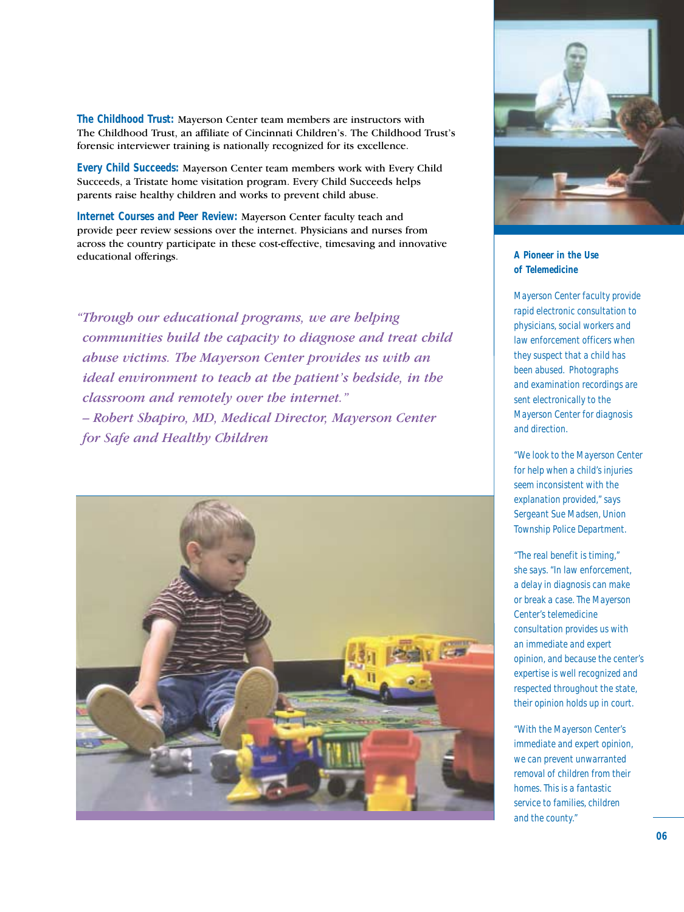**The Childhood Trust:** Mayerson Center team members are instructors with The Childhood Trust, an affiliate of Cincinnati Children's. The Childhood Trust's forensic interviewer training is nationally recognized for its excellence.

**Every Child Succeeds:** Mayerson Center team members work with Every Child Succeeds, a Tristate home visitation program. Every Child Succeeds helps parents raise healthy children and works to prevent child abuse.

**Internet Courses and Peer Review:** Mayerson Center faculty teach and provide peer review sessions over the internet. Physicians and nurses from across the country participate in these cost-effective, timesaving and innovative educational offerings.

*"Through our educational programs, we are helping communities build the capacity to diagnose and treat child abuse victims. The Mayerson Center provides us with an ideal environment to teach at the patient's bedside, in the classroom and remotely over the internet."*
*– Robert Shapiro, MD, Medical Director, Mayerson Center for Safe and Healthy Children*

**A Pioneer in the Use of Telemedicine**

Mayerson Center faculty provide rapid electronic consultation to physicians, social workers and law enforcement officers when they suspect that a child has been abused. Photographs and examination recordings are sent electronically to the Mayerson Center for diagnosis and direction.

"We look to the Mayerson Center for help when a child's injuries seem inconsistent with the explanation provided," says Sergeant Sue Madsen, Union Township Police Department.

"The real benefit is timing," she says. "In law enforcement, a delay in diagnosis can make or break a case. The Mayerson Center's telemedicine consultation provides us with an immediate and expert opinion, and because the center's expertise is well recognized and respected throughout the state, their opinion holds up in court.

"With the Mayerson Center's immediate and expert opinion, we can prevent unwarranted removal of children from their homes. This is a fantastic service to families, children and the county."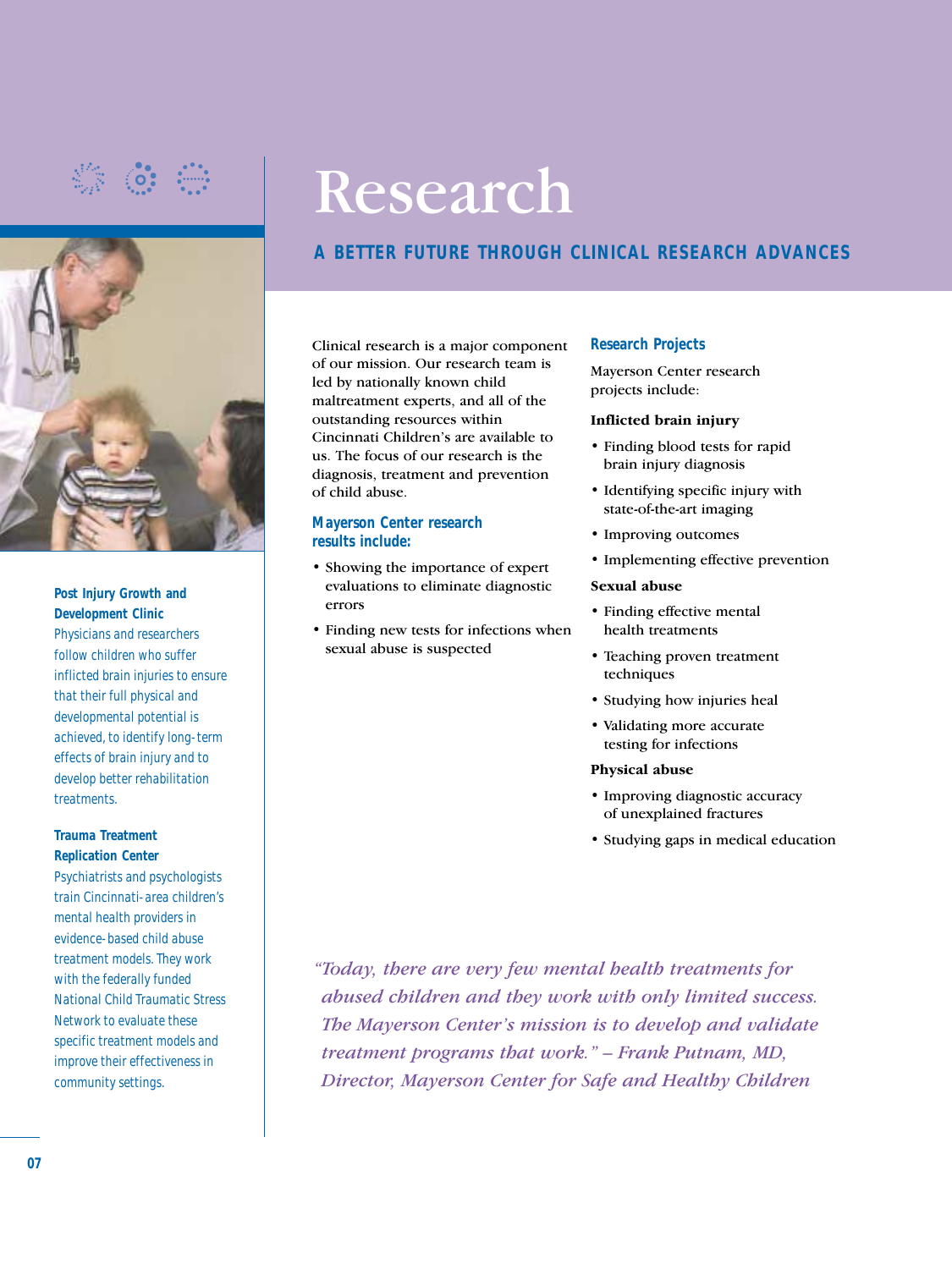# Research

## A BETTER FUTURE THROUGH CLINICAL RESEARCH ADVANCES

Clinical research is a major component of our mission. Our research team is led by nationally known child maltreatment experts, and all of the outstanding resources within Cincinnati Children's are available to us. The focus of our research is the diagnosis, treatment and prevention of child abuse.

### Mayerson Center research results include:

- Showing the importance of expert evaluations to eliminate diagnostic errors
- Finding new tests for infections when sexual abuse is suspected

### Research Projects

Mayerson Center research projects include:

**Inflicted brain injury**

- Finding blood tests for rapid brain injury diagnosis
- Identifying specific injury with state-of-the-art imaging
- Improving outcomes
- Implementing effective prevention

**Sexual abuse**

- Finding effective mental health treatments
- Teaching proven treatment techniques
- Studying how injuries heal
- Validating more accurate testing for infections

**Physical abuse**

- Improving diagnostic accuracy of unexplained fractures
- Studying gaps in medical education

*"Today, there are very few mental health treatments for abused children and they work with only limited success. The Mayerson Center's mission is to develop and validate treatment programs that work." – Frank Putnam, MD, Director, Mayerson Center for Safe and Healthy Children*

### Post Injury Growth and Development Clinic

Physicians and researchers follow children who suffer inflicted brain injuries to ensure that their full physical and developmental potential is achieved, to identify long-term effects of brain injury and to develop better rehabilitation treatments.

### Trauma Treatment Replication Center

Psychiatrists and psychologists train Cincinnati-area children's mental health providers in evidence-based child abuse treatment models. They work with the federally funded National Child Traumatic Stress Network to evaluate these specific treatment models and improve their effectiveness in community settings.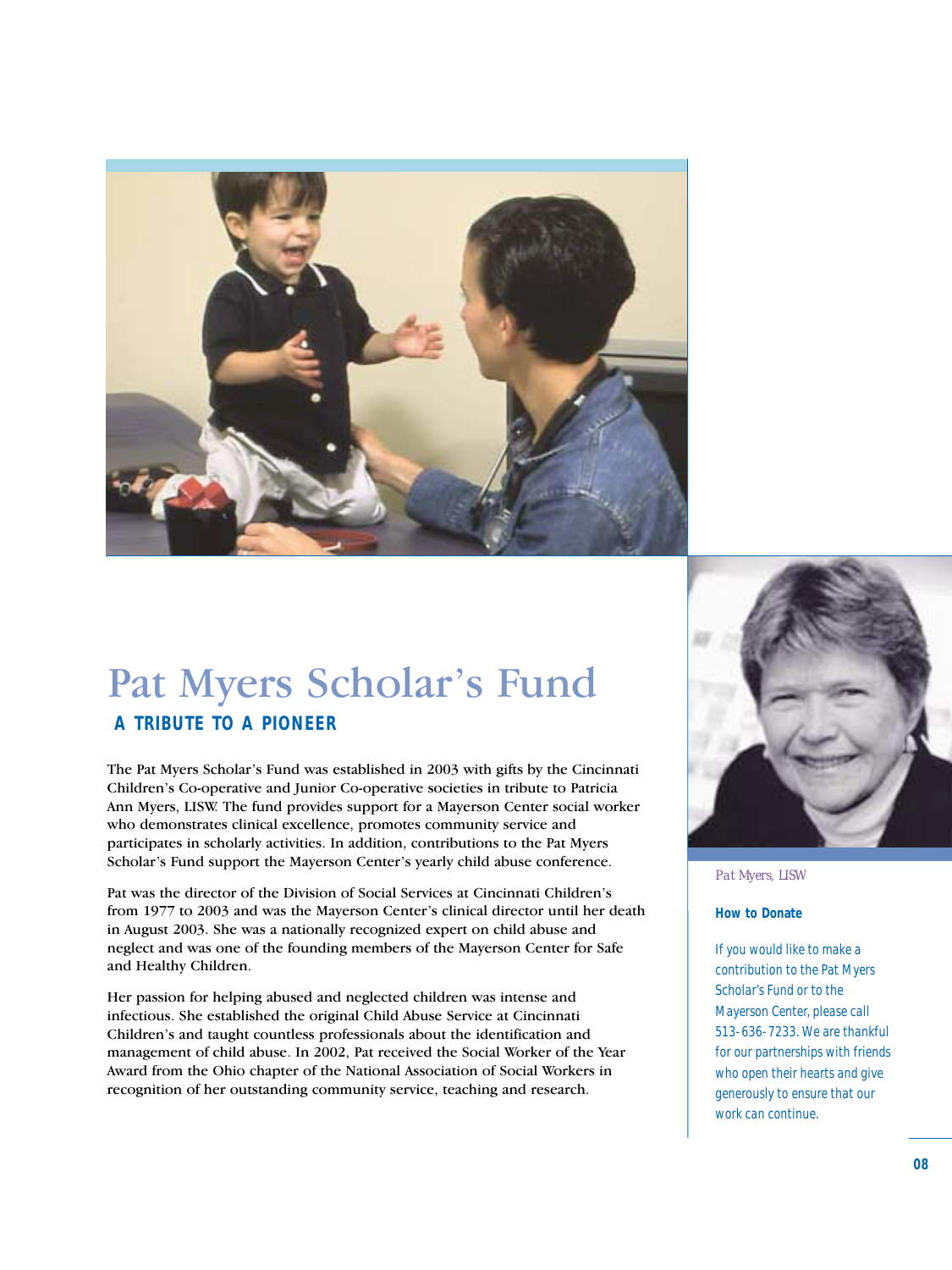# Pat Myers Scholar's Fund

## A TRIBUTE TO A PIONEER

The Pat Myers Scholar's Fund was established in 2003 with gifts by the Cincinnati Children's Co-operative and Junior Co-operative societies in tribute to Patricia Ann Myers, LISW. The fund provides support for a Mayerson Center social worker who demonstrates clinical excellence, promotes community service and participates in scholarly activities. In addition, contributions to the Pat Myers Scholar's Fund support the Mayerson Center's yearly child abuse conference.

Pat was the director of the Division of Social Services at Cincinnati Children's from 1977 to 2003 and was the Mayerson Center's clinical director until her death in August 2003. She was a nationally recognized expert on child abuse and neglect and was one of the founding members of the Mayerson Center for Safe and Healthy Children.

Her passion for helping abused and neglected children was intense and infectious. She established the original Child Abuse Service at Cincinnati Children's and taught countless professionals about the identification and management of child abuse. In 2002, Pat received the Social Worker of the Year Award from the Ohio chapter of the National Association of Social Workers in recognition of her outstanding community service, teaching and research.

*Pat Myers, LISW*

**How to Donate**

If you would like to make a contribution to the Pat Myers Scholar's Fund or to the Mayerson Center, please call 513-636-7233. We are thankful for our partnerships with friends who open their hearts and give generously to ensure that our work can continue.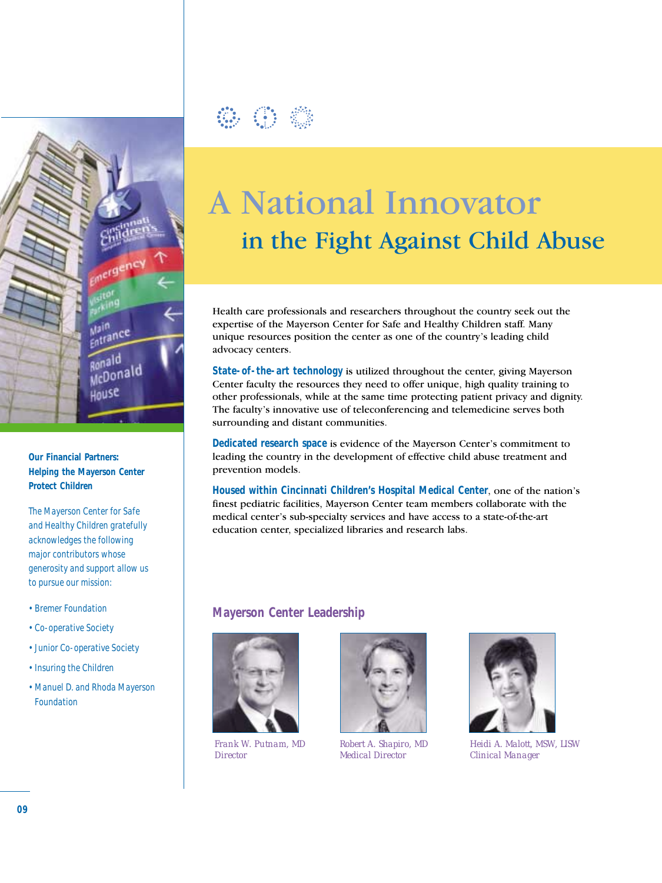# A National Innovator

## in the Fight Against Child Abuse

Health care professionals and researchers throughout the country seek out the expertise of the Mayerson Center for Safe and Healthy Children staff. Many unique resources position the center as one of the country's leading child advocacy centers.

**State-of-the-art technology** is utilized throughout the center, giving Mayerson Center faculty the resources they need to offer unique, high quality training to other professionals, while at the same time protecting patient privacy and dignity. The faculty's innovative use of teleconferencing and telemedicine serves both surrounding and distant communities.

**Dedicated research space** is evidence of the Mayerson Center's commitment to leading the country in the development of effective child abuse treatment and prevention models.

**Housed within Cincinnati Children's Hospital Medical Center**, one of the nation's finest pediatric facilities, Mayerson Center team members collaborate with the medical center's sub-specialty services and have access to a state-of-the-art education center, specialized libraries and research labs.

### Mayerson Center Leadership

*Frank W. Putnam, MD*
*Director*

*Robert A. Shapiro, MD*
*Medical Director*

*Heidi A. Malott, MSW, LISW*
*Clinical Manager*

### Our Financial Partners: Helping the Mayerson Center Protect Children

The Mayerson Center for Safe and Healthy Children gratefully acknowledges the following major contributors whose generosity and support allow us to pursue our mission:

- Bremer Foundation
- Co-operative Society
- Junior Co-operative Society
- Insuring the Children
- Manuel D. and Rhoda Mayerson Foundation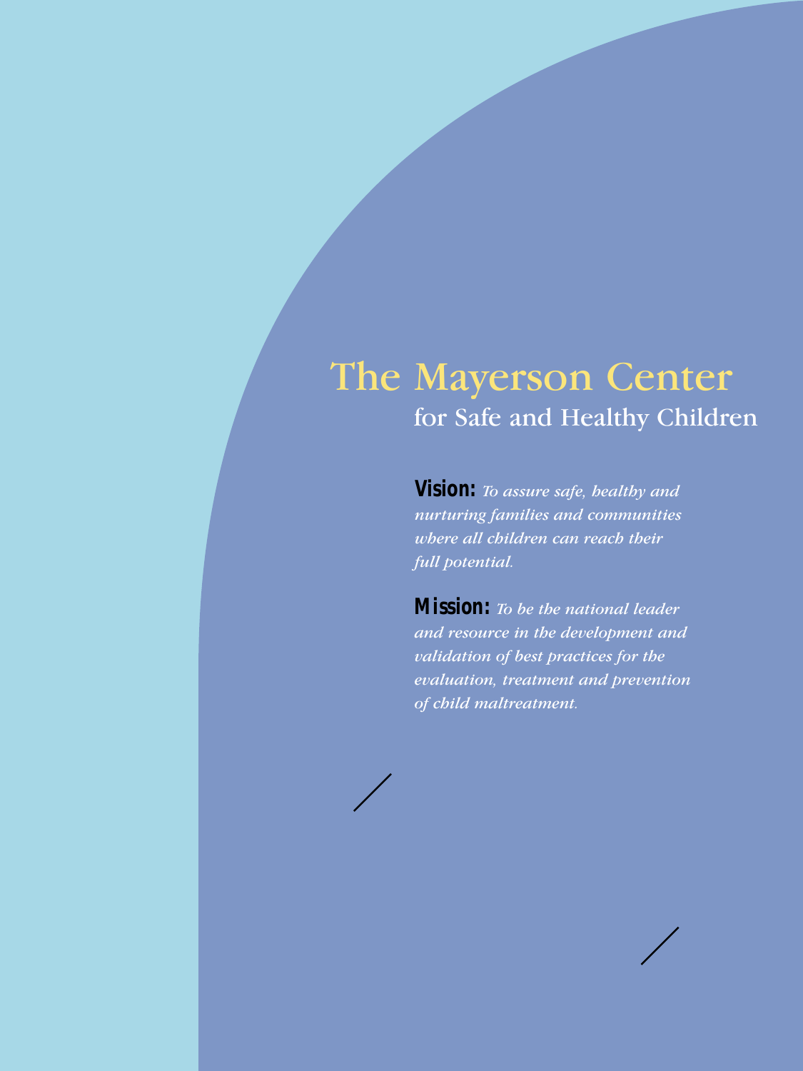# The Mayerson Center

## for Safe and Healthy Children

**Vision:** *To assure safe, healthy and nurturing families and communities where all children can reach their full potential.*

**Mission:** *To be the national leader and resource in the development and validation of best practices for the evaluation, treatment and prevention of child maltreatment.*